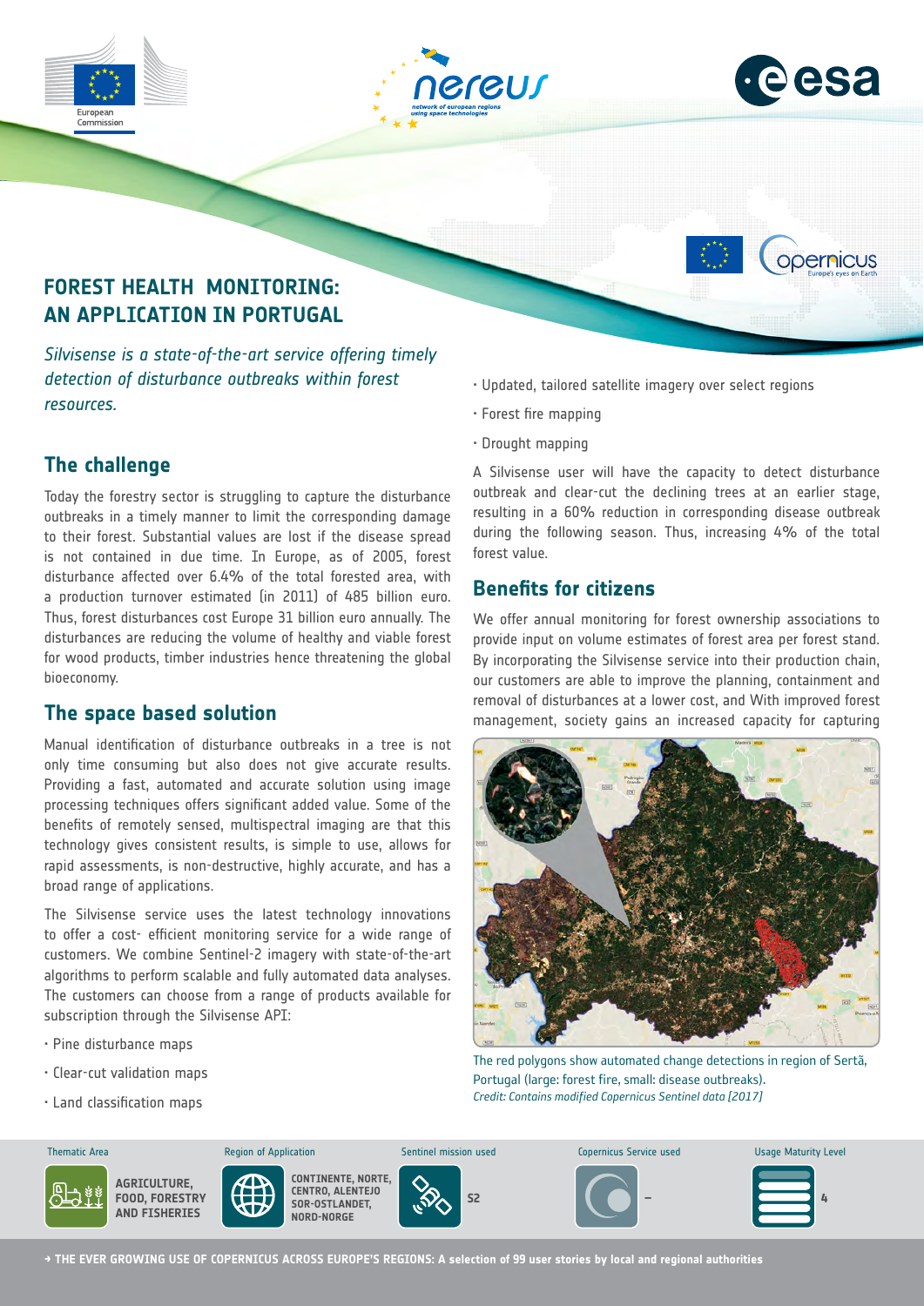# FOREST HEALTH MONITORING: AN APPLICATION IN PORTUGAL

*Silvisense is a state-of-the-art service offering timely detection of disturbance outbreaks within forest resources.*

## The challenge

Today the forestry sector is struggling to capture the disturbance outbreaks in a timely manner to limit the corresponding damage to their forest. Substantial values are lost if the disease spread is not contained in due time. In Europe, as of 2005, forest disturbance affected over 6.4% of the total forested area, with a production turnover estimated (in 2011) of 485 billion euro. Thus, forest disturbances cost Europe 31 billion euro annually. The disturbances are reducing the volume of healthy and viable forest for wood products, timber industries hence threatening the global bioeconomy.

## The space based solution

Manual identification of disturbance outbreaks in a tree is not only time consuming but also does not give accurate results. Providing a fast, automated and accurate solution using image processing techniques offers significant added value. Some of the benefits of remotely sensed, multispectral imaging are that this technology gives consistent results, is simple to use, allows for rapid assessments, is non-destructive, highly accurate, and has a broad range of applications.

The Silvisense service uses the latest technology innovations to offer a cost- efficient monitoring service for a wide range of customers. We combine Sentinel-2 imagery with state-of-the-art algorithms to perform scalable and fully automated data analyses. The customers can choose from a range of products available for subscription through the Silvisense API:

- Pine disturbance maps
- Clear-cut validation maps
- Land classification maps
- Updated, tailored satellite imagery over select regions
- Forest fire mapping
- Drought mapping

A Silvisense user will have the capacity to detect disturbance outbreak and clear-cut the declining trees at an earlier stage, resulting in a 60% reduction in corresponding disease outbreak during the following season. Thus, increasing 4% of the total forest value.

## Benefits for citizens

We offer annual monitoring for forest ownership associations to provide input on volume estimates of forest area per forest stand. By incorporating the Silvisense service into their production chain, our customers are able to improve the planning, containment and removal of disturbances at a lower cost, and With improved forest management, society gains an increased capacity for capturing

The red polygons show automated change detections in region of Sertã, Portugal (large: forest fire, small: disease outbreaks).
*Credit: Contains modified Copernicus Sentinel data [2017]*

| Thematic Area | Region of Application | Sentinel mission used | Copernicus Service used | Usage Maturity Level |
|---|---|---|---|---|
| AGRICULTURE, FOOD, FORESTRY AND FISHERIES | CONTINENTE, NORTE, CENTRO, ALENTEJO SOR-OSTLANDET, NORD-NORGE | S2 | – | 4 |

→ THE EVER GROWING USE OF COPERNICUS ACROSS EUROPE'S REGIONS: A selection of 99 user stories by local and regional authorities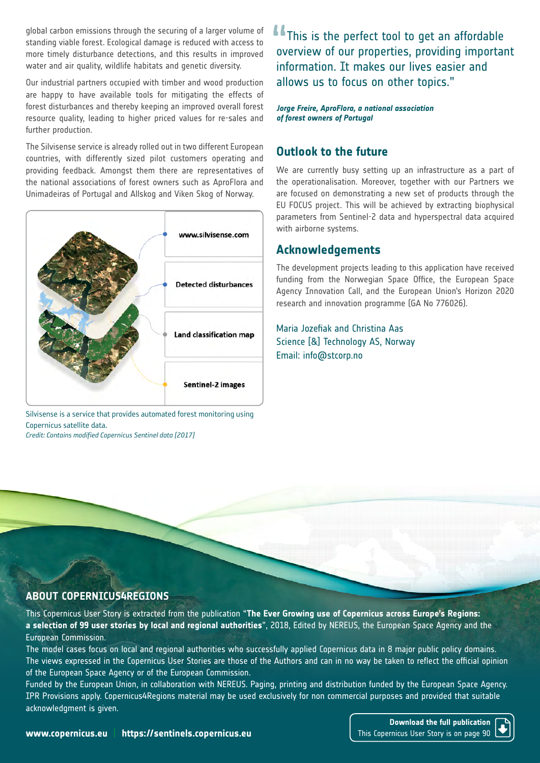global carbon emissions through the securing of a larger volume of standing viable forest. Ecological damage is reduced with access to more timely disturbance detections, and this results in improved water and air quality, wildlife habitats and genetic diversity.

Our industrial partners occupied with timber and wood production are happy to have available tools for mitigating the effects of forest disturbances and thereby keeping an improved overall forest resource quality, leading to higher priced values for re-sales and further production.

The Silvisense service is already rolled out in two different European countries, with differently sized pilot customers operating and providing feedback. Amongst them there are representatives of the national associations of forest owners such as AproFlora and Unimadeiras of Portugal and Allskog and Viken Skog of Norway.

www.silvisense.com

Detected disturbances

Land classification map

Sentinel-2 images

Silvisense is a service that provides automated forest monitoring using Copernicus satellite data.
*Credit: Contains modified Copernicus Sentinel data [2017]*

"This is the perfect tool to get an affordable overview of our properties, providing important information. It makes our lives easier and allows us to focus on other topics."

***Jorge Freire, AproFlora, a national association of forest owners of Portugal***

## Outlook to the future

We are currently busy setting up an infrastructure as a part of the operationalisation. Moreover, together with our Partners we are focused on demonstrating a new set of products through the EU FOCUS project. This will be achieved by extracting biophysical parameters from Sentinel-2 data and hyperspectral data acquired with airborne systems.

## Acknowledgements

The development projects leading to this application have received funding from the Norwegian Space Office, the European Space Agency Innovation Call, and the European Union's Horizon 2020 research and innovation programme (GA No 776026).

Maria Jozefiak and Christina Aas
Science [&] Technology AS, Norway
Email: info@stcorp.no

## ABOUT COPERNICUS4REGIONS

This Copernicus User Story is extracted from the publication "**The Ever Growing use of Copernicus across Europe's Regions: a selection of 99 user stories by local and regional authorities**", 2018, Edited by NEREUS, the European Space Agency and the European Commission.
The model cases focus on local and regional authorities who successfully applied Copernicus data in 8 major public policy domains. The views expressed in the Copernicus User Stories are those of the Authors and can in no way be taken to reflect the official opinion of the European Space Agency or of the European Commission.
Funded by the European Union, in collaboration with NEREUS. Paging, printing and distribution funded by the European Space Agency. IPR Provisions apply. Copernicus4Regions material may be used exclusively for non commercial purposes and provided that suitable acknowledgment is given.

**www.copernicus.eu** | **https://sentinels.copernicus.eu**

**Download the full publication**
This Copernicus User Story is on page 90